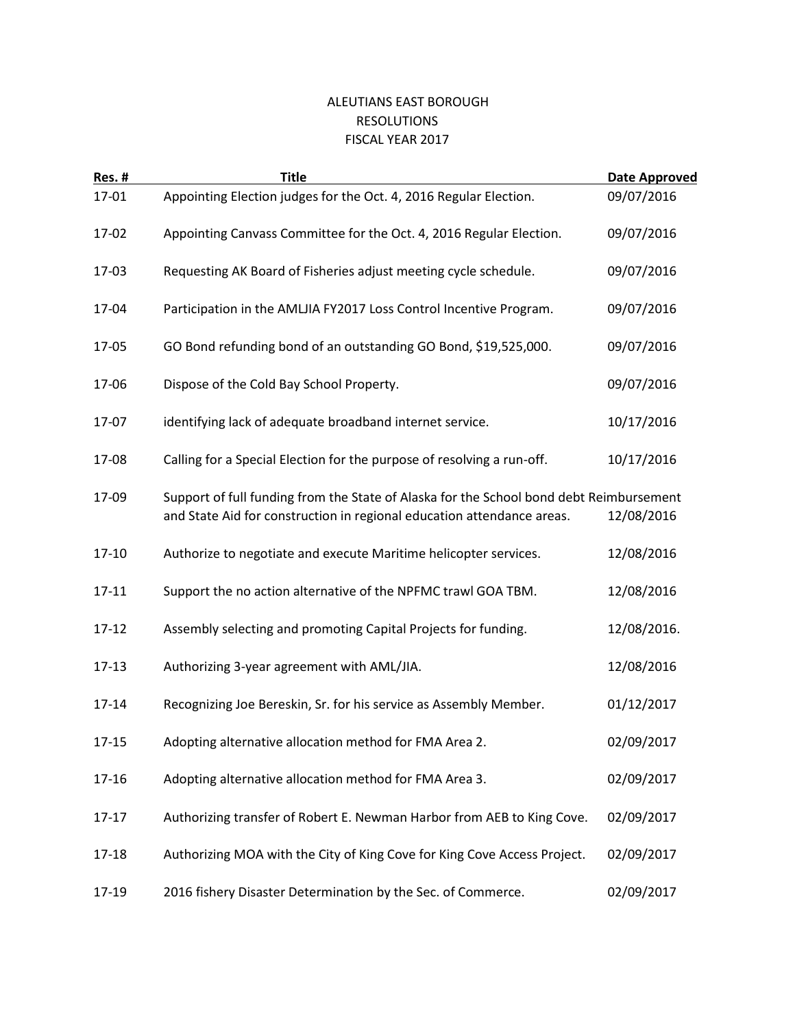# ALEUTIANS EAST BOROUGH
## RESOLUTIONS
## FISCAL YEAR 2017

| Res. # | Title | Date Approved |
|---|---|---|
| 17-01 | Appointing Election judges for the Oct. 4, 2016 Regular Election. | 09/07/2016 |
| 17-02 | Appointing Canvass Committee for the Oct. 4, 2016 Regular Election. | 09/07/2016 |
| 17-03 | Requesting AK Board of Fisheries adjust meeting cycle schedule. | 09/07/2016 |
| 17-04 | Participation in the AMLJIA FY2017 Loss Control Incentive Program. | 09/07/2016 |
| 17-05 | GO Bond refunding bond of an outstanding GO Bond, $19,525,000. | 09/07/2016 |
| 17-06 | Dispose of the Cold Bay School Property. | 09/07/2016 |
| 17-07 | identifying lack of adequate broadband internet service. | 10/17/2016 |
| 17-08 | Calling for a Special Election for the purpose of resolving a run-off. | 10/17/2016 |
| 17-09 | Support of full funding from the State of Alaska for the School bond debt Reimbursement and State Aid for construction in regional education attendance areas. | 12/08/2016 |
| 17-10 | Authorize to negotiate and execute Maritime helicopter services. | 12/08/2016 |
| 17-11 | Support the no action alternative of the NPFMC trawl GOA TBM. | 12/08/2016 |
| 17-12 | Assembly selecting and promoting Capital Projects for funding. | 12/08/2016. |
| 17-13 | Authorizing 3-year agreement with AML/JIA. | 12/08/2016 |
| 17-14 | Recognizing Joe Bereskin, Sr. for his service as Assembly Member. | 01/12/2017 |
| 17-15 | Adopting alternative allocation method for FMA Area 2. | 02/09/2017 |
| 17-16 | Adopting alternative allocation method for FMA Area 3. | 02/09/2017 |
| 17-17 | Authorizing transfer of Robert E. Newman Harbor from AEB to King Cove. | 02/09/2017 |
| 17-18 | Authorizing MOA with the City of King Cove for King Cove Access Project. | 02/09/2017 |
| 17-19 | 2016 fishery Disaster Determination by the Sec. of Commerce. | 02/09/2017 |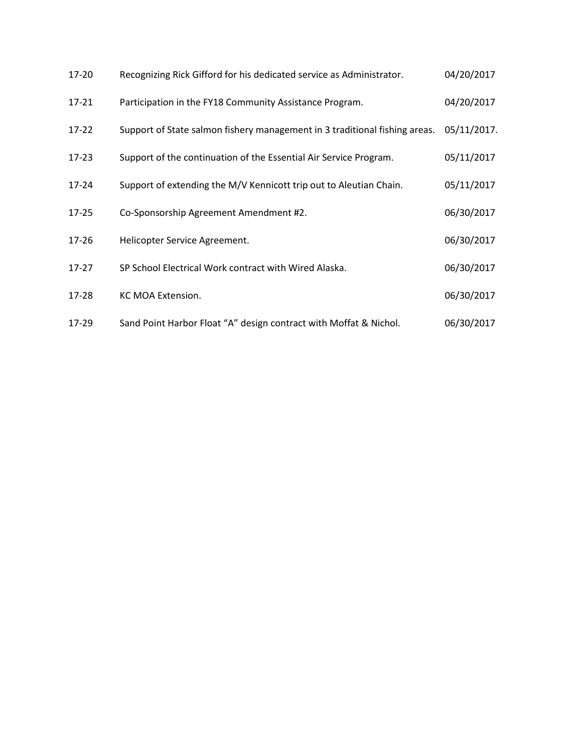| | | |
|---|---|---|
| 17-20 | Recognizing Rick Gifford for his dedicated service as Administrator. | 04/20/2017 |
| 17-21 | Participation in the FY18 Community Assistance Program. | 04/20/2017 |
| 17-22 | Support of State salmon fishery management in 3 traditional fishing areas. | 05/11/2017. |
| 17-23 | Support of the continuation of the Essential Air Service Program. | 05/11/2017 |
| 17-24 | Support of extending the M/V Kennicott trip out to Aleutian Chain. | 05/11/2017 |
| 17-25 | Co-Sponsorship Agreement Amendment #2. | 06/30/2017 |
| 17-26 | Helicopter Service Agreement. | 06/30/2017 |
| 17-27 | SP School Electrical Work contract with Wired Alaska. | 06/30/2017 |
| 17-28 | KC MOA Extension. | 06/30/2017 |
| 17-29 | Sand Point Harbor Float "A" design contract with Moffat & Nichol. | 06/30/2017 |